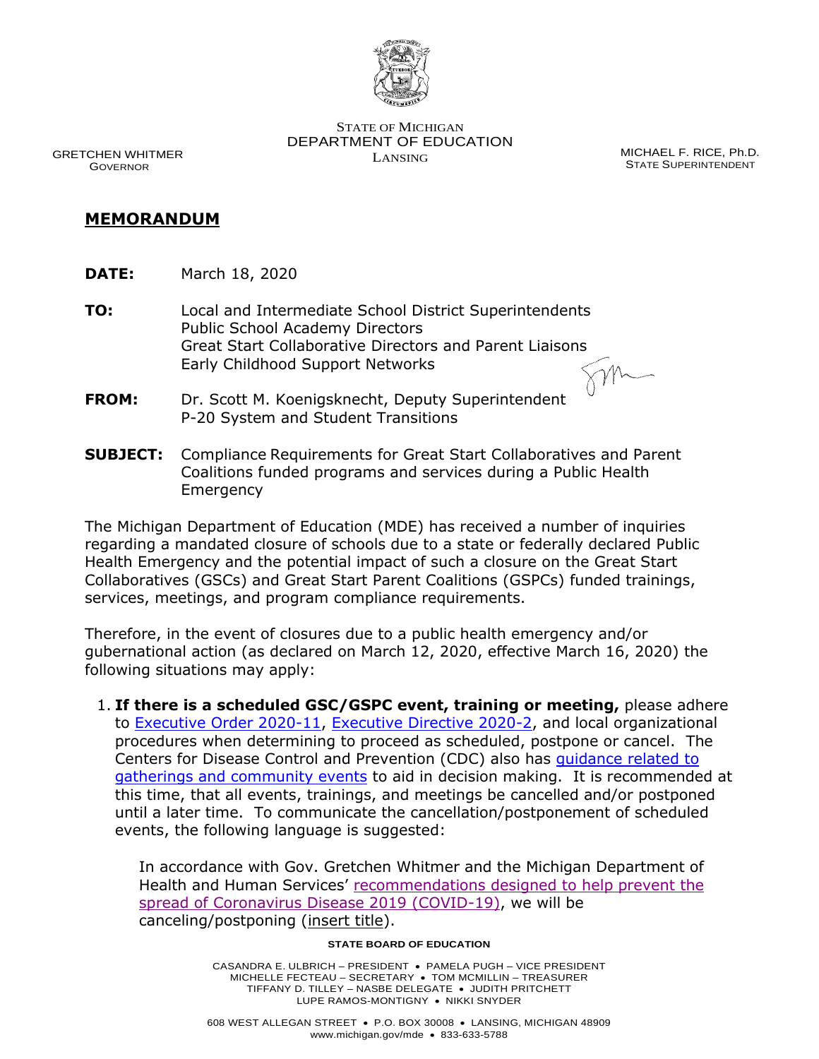STATE OF MICHIGAN
DEPARTMENT OF EDUCATION
LANSING

GRETCHEN WHITMER
GOVERNOR

MICHAEL F. RICE, Ph.D.
STATE SUPERINTENDENT

# MEMORANDUM

**DATE:** March 18, 2020

**TO:** Local and Intermediate School District Superintendents
Public School Academy Directors
Great Start Collaborative Directors and Parent Liaisons
Early Childhood Support Networks

**FROM:** Dr. Scott M. Koenigsknecht, Deputy Superintendent
P-20 System and Student Transitions

**SUBJECT:** Compliance Requirements for Great Start Collaboratives and Parent Coalitions funded programs and services during a Public Health Emergency

The Michigan Department of Education (MDE) has received a number of inquiries regarding a mandated closure of schools due to a state or federally declared Public Health Emergency and the potential impact of such a closure on the Great Start Collaboratives (GSCs) and Great Start Parent Coalitions (GSPCs) funded trainings, services, meetings, and program compliance requirements.

Therefore, in the event of closures due to a public health emergency and/or gubernational action (as declared on March 12, 2020, effective March 16, 2020) the following situations may apply:

1. **If there is a scheduled GSC/GSPC event, training or meeting,** please adhere to Executive Order 2020-11, Executive Directive 2020-2, and local organizational procedures when determining to proceed as scheduled, postpone or cancel. The Centers for Disease Control and Prevention (CDC) also has guidance related to gatherings and community events to aid in decision making. It is recommended at this time, that all events, trainings, and meetings be cancelled and/or postponed until a later time. To communicate the cancellation/postponement of scheduled events, the following language is suggested:

   In accordance with Gov. Gretchen Whitmer and the Michigan Department of Health and Human Services' recommendations designed to help prevent the spread of Coronavirus Disease 2019 (COVID-19), we will be canceling/postponing (insert title).

**STATE BOARD OF EDUCATION**

CASANDRA E. ULBRICH – PRESIDENT • PAMELA PUGH – VICE PRESIDENT
MICHELLE FECTEAU – SECRETARY • TOM MCMILLIN – TREASURER
TIFFANY D. TILLEY – NASBE DELEGATE • JUDITH PRITCHETT
LUPE RAMOS-MONTIGNY • NIKKI SNYDER

608 WEST ALLEGAN STREET • P.O. BOX 30008 • LANSING, MICHIGAN 48909
www.michigan.gov/mde • 833-633-5788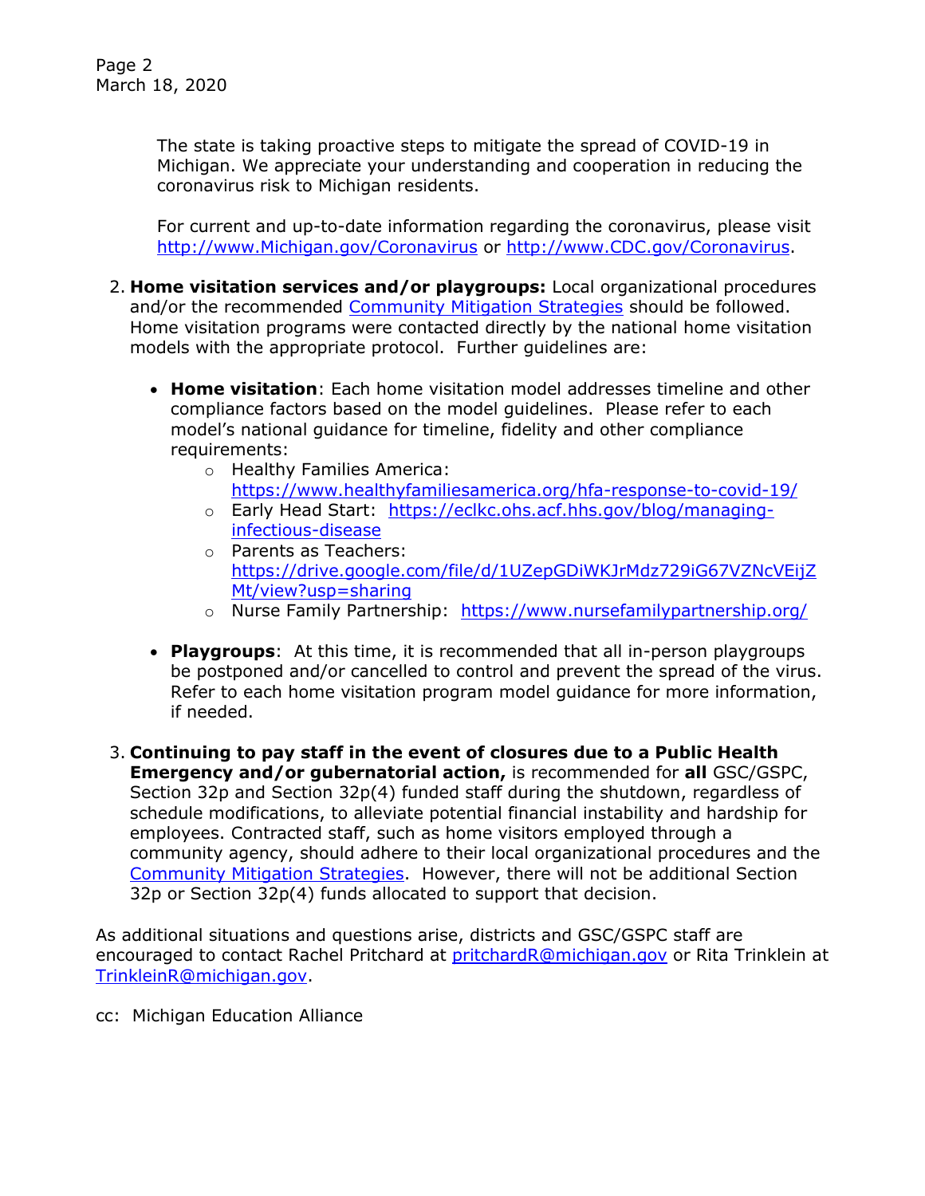The state is taking proactive steps to mitigate the spread of COVID-19 in Michigan. We appreciate your understanding and cooperation in reducing the coronavirus risk to Michigan residents.

For current and up-to-date information regarding the coronavirus, please visit http://www.Michigan.gov/Coronavirus or http://www.CDC.gov/Coronavirus.

2. **Home visitation services and/or playgroups:** Local organizational procedures and/or the recommended Community Mitigation Strategies should be followed. Home visitation programs were contacted directly by the national home visitation models with the appropriate protocol. Further guidelines are:

   - **Home visitation**: Each home visitation model addresses timeline and other compliance factors based on the model guidelines. Please refer to each model's national guidance for timeline, fidelity and other compliance requirements:
     - Healthy Families America: https://www.healthyfamiliesamerica.org/hfa-response-to-covid-19/
     - Early Head Start: https://eclkc.ohs.acf.hhs.gov/blog/managing-infectious-disease
     - Parents as Teachers: https://drive.google.com/file/d/1UZepGDiWKJrMdz729iG67VZNcVEijZMt/view?usp=sharing
     - Nurse Family Partnership: https://www.nursefamilypartnership.org/

   - **Playgroups**: At this time, it is recommended that all in-person playgroups be postponed and/or cancelled to control and prevent the spread of the virus. Refer to each home visitation program model guidance for more information, if needed.

3. **Continuing to pay staff in the event of closures due to a Public Health Emergency and/or gubernatorial action,** is recommended for **all** GSC/GSPC, Section 32p and Section 32p(4) funded staff during the shutdown, regardless of schedule modifications, to alleviate potential financial instability and hardship for employees. Contracted staff, such as home visitors employed through a community agency, should adhere to their local organizational procedures and the Community Mitigation Strategies. However, there will not be additional Section 32p or Section 32p(4) funds allocated to support that decision.

As additional situations and questions arise, districts and GSC/GSPC staff are encouraged to contact Rachel Pritchard at pritchardR@michigan.gov or Rita Trinklein at TrinkleinR@michigan.gov.

cc: Michigan Education Alliance